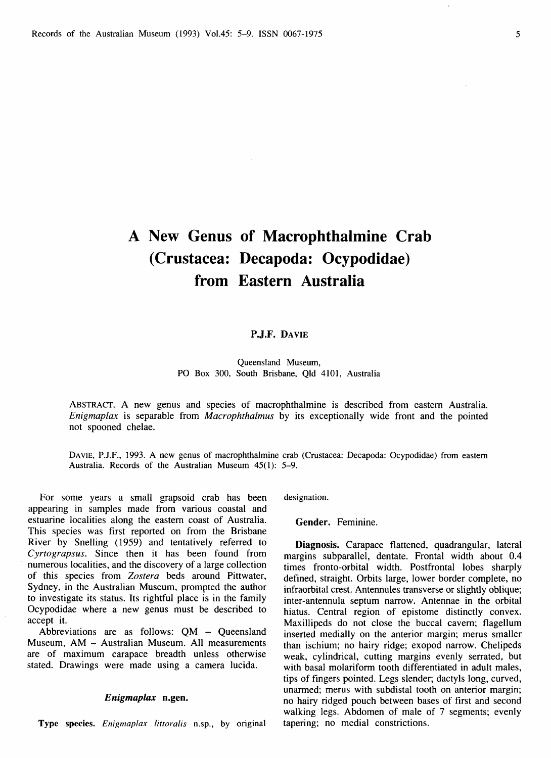# A New Genus of Macrophthalmine Crab (Crustacea: Decapoda: Ocypodidae) from Eastern Australia

P.J.F. DAVIE

Queensland Museum,
PO Box 300, South Brisbane, Qld 4101, Australia

ABSTRACT. A new genus and species of macrophthalmine is described from eastern Australia. *Enigmaplax* is separable from *Macrophthalmus* by its exceptionally wide front and the pointed not spooned chelae.

DAVIE, P.J.F., 1993. A new genus of macrophthalmine crab (Crustacea: Decapoda: Ocypodidae) from eastern Australia. Records of the Australian Museum 45(1): 5–9.

For some years a small grapsoid crab has been appearing in samples made from various coastal and estuarine localities along the eastern coast of Australia. This species was first reported on from the Brisbane River by Snelling (1959) and tentatively referred to *Cyrtograpsus*. Since then it has been found from numerous localities, and the discovery of a large collection of this species from *Zostera* beds around Pittwater, Sydney, in the Australian Museum, prompted the author to investigate its status. Its rightful place is in the family Ocypodidae where a new genus must be described to accept it.

Abbreviations are as follows: QM – Queensland Museum, AM – Australian Museum. All measurements are of maximum carapace breadth unless otherwise stated. Drawings were made using a camera lucida.

### *Enigmaplax* n.gen.

**Type species.** *Enigmaplax littoralis* n.sp., by original designation.

**Gender.** Feminine.

**Diagnosis.** Carapace flattened, quadrangular, lateral margins subparallel, dentate. Frontal width about 0.4 times fronto-orbital width. Postfrontal lobes sharply defined, straight. Orbits large, lower border complete, no infraorbital crest. Antennules transverse or slightly oblique; inter-antennula septum narrow. Antennae in the orbital hiatus. Central region of epistome distinctly convex. Maxillipeds do not close the buccal cavern; flagellum inserted medially on the anterior margin; merus smaller than ischium; no hairy ridge; exopod narrow. Chelipeds weak, cylindrical, cutting margins evenly serrated, but with basal molariform tooth differentiated in adult males, tips of fingers pointed. Legs slender; dactyls long, curved, unarmed; merus with subdistal tooth on anterior margin; no hairy ridged pouch between bases of first and second walking legs. Abdomen of male of 7 segments; evenly tapering; no medial constrictions.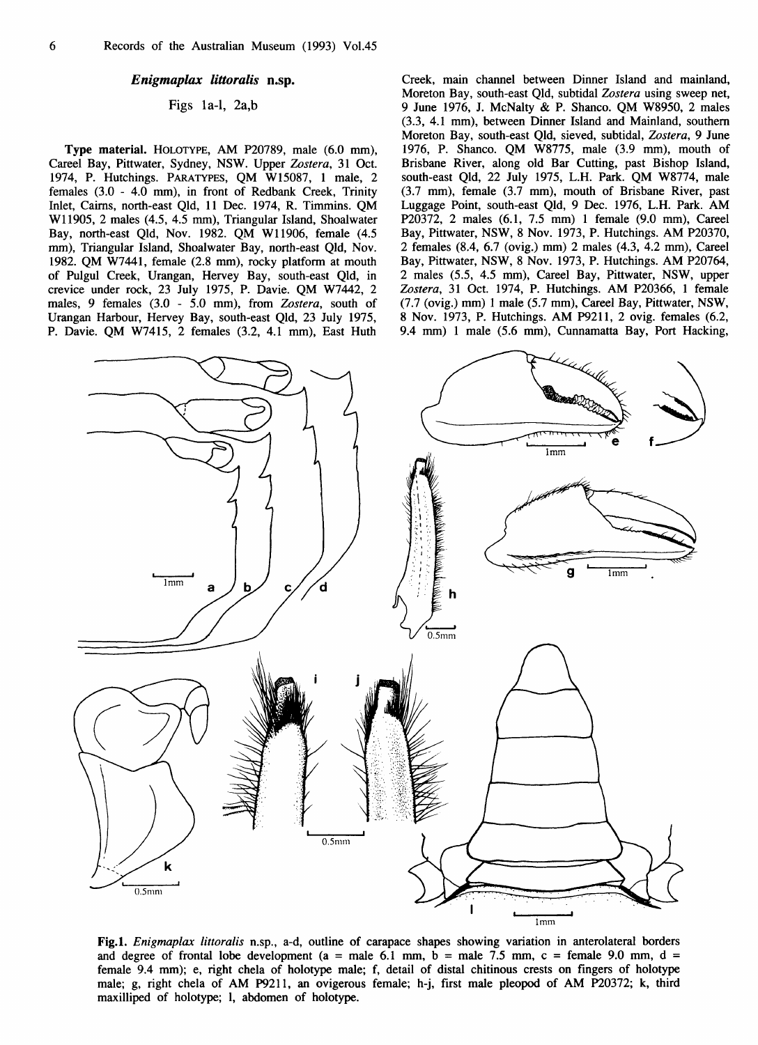### *Enigmaplax littoralis* n.sp.

Figs 1a-l, 2a,b

**Type material.** HOLOTYPE, AM P20789, male (6.0 mm), Careel Bay, Pittwater, Sydney, NSW. Upper *Zostera*, 31 Oct. 1974, P. Hutchings. PARATYPES, QM W15087, 1 male, 2 females (3.0 - 4.0 mm), in front of Redbank Creek, Trinity Inlet, Cairns, north-east Qld, 11 Dec. 1974, R. Timmins. QM W11905, 2 males (4.5, 4.5 mm), Triangular Island, Shoalwater Bay, north-east Qld, Nov. 1982. QM W11906, female (4.5 mm), Triangular Island, Shoalwater Bay, north-east Qld, Nov. 1982. QM W7441, female (2.8 mm), rocky platform at mouth of Pulgul Creek, Urangan, Hervey Bay, south-east Qld, in crevice under rock, 23 July 1975, P. Davie. QM W7442, 2 males, 9 females (3.0 - 5.0 mm), from *Zostera*, south of Urangan Harbour, Hervey Bay, south-east Qld, 23 July 1975, P. Davie. QM W7415, 2 females (3.2, 4.1 mm), East Huth Creek, main channel between Dinner Island and mainland, Moreton Bay, south-east Qld, subtidal *Zostera* using sweep net, 9 June 1976, J. McNalty & P. Shanco. QM W8950, 2 males (3.3, 4.1 mm), between Dinner Island and Mainland, southern Moreton Bay, south-east Qld, sieved, subtidal, *Zostera*, 9 June 1976, P. Shanco. QM W8775, male (3.9 mm), mouth of Brisbane River, along old Bar Cutting, past Bishop Island, south-east Qld, 22 July 1975, L.H. Park. QM W8774, male (3.7 mm), female (3.7 mm), mouth of Brisbane River, past Luggage Point, south-east Qld, 9 Dec. 1976, L.H. Park. AM P20372, 2 males (6.1, 7.5 mm) 1 female (9.0 mm), Careel Bay, Pittwater, NSW, 8 Nov. 1973, P. Hutchings. AM P20370, 2 females (8.4, 6.7 (ovig.) mm) 2 males (4.3, 4.2 mm), Careel Bay, Pittwater, NSW, 8 Nov. 1973, P. Hutchings. AM P20764, 2 males (5.5, 4.5 mm), Careel Bay, Pittwater, NSW, upper *Zostera*, 31 Oct. 1974, P. Hutchings. AM P20366, 1 female (7.7 (ovig.) mm) 1 male (5.7 mm), Careel Bay, Pittwater, NSW, 8 Nov. 1973, P. Hutchings. AM P9211, 2 ovig. females (6.2, 9.4 mm) 1 male (5.6 mm), Cunnamatta Bay, Port Hacking,

**Fig.1.** *Enigmaplax littoralis* n.sp., a-d, outline of carapace shapes showing variation in anterolateral borders and degree of frontal lobe development (a = male 6.1 mm, b = male 7.5 mm, c = female 9.0 mm, d = female 9.4 mm); e, right chela of holotype male; f, detail of distal chitinous crests on fingers of holotype male; g, right chela of AM P9211, an ovigerous female; h-j, first male pleopod of AM P20372; k, third maxilliped of holotype; l, abdomen of holotype.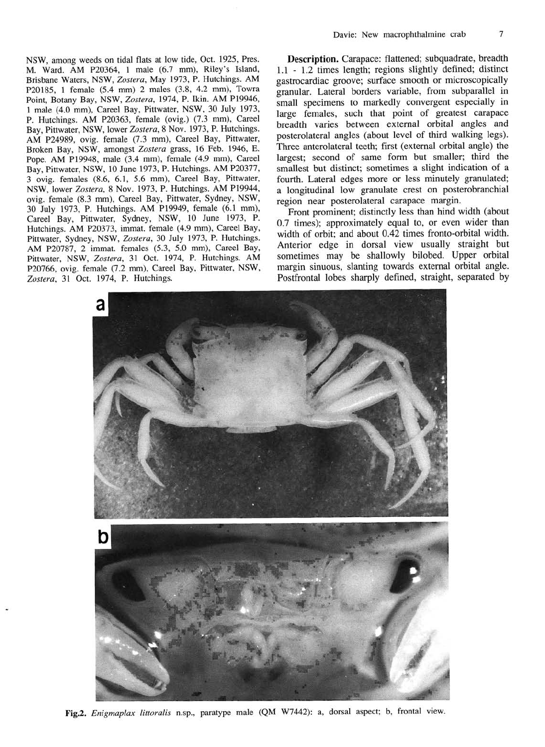NSW, among weeds on tidal flats at low tide, Oct. 1925, Pres. M. Ward. AM P20364, 1 male (6.7 mm), Riley's Island, Brisbane Waters, NSW, *Zostera*, May 1973, P. Hutchings. AM P20185, 1 female (5.4 mm) 2 males (3.8, 4.2 mm), Towra Point, Botany Bay, NSW, *Zostera*, 1974, P. Ikin. AM P19946, 1 male (4.0 mm), Careel Bay, Pittwater, NSW, 30 July 1973, P. Hutchings. AM P20363, female (ovig.) (7.3 mm), Careel Bay, Pittwater, NSW, lower *Zostera*, 8 Nov. 1973, P. Hutchings. AM P24989, ovig. female (7.3 mm), Careel Bay, Pittwater, Broken Bay, NSW, amongst *Zostera* grass, 16 Feb. 1946, E. Pope. AM P19948, male (3.4 mm), female (4.9 mm), Careel Bay, Pittwater, NSW, 10 June 1973, P. Hutchings. AM P20377, 3 ovig. females (8.6, 6.1, 5.6 mm), Careel Bay, Pittwater, NSW, lower *Zostera*, 8 Nov. 1973, P. Hutchings. AM P19944, ovig. female (8.3 mm), Careel Bay, Pittwater, Sydney, NSW, 30 July 1973, P. Hutchings. AM P19949, female (6.1 mm), Careel Bay, Pittwater, Sydney, NSW, 10 June 1973, P. Hutchings. AM P20373, immat. female (4.9 mm), Careel Bay, Pittwater, Sydney, NSW, *Zostera*, 30 July 1973, P. Hutchings. AM P20787, 2 immat. females (5.3, 5.0 mm), Careel Bay, Pittwater, NSW, *Zostera*, 31 Oct. 1974, P. Hutchings. AM P20766, ovig. female (7.2 mm), Careel Bay, Pittwater, NSW, *Zostera*, 31 Oct. 1974, P. Hutchings.

**Description.** Carapace: flattened; subquadrate, breadth 1.1 - 1.2 times length; regions slightly defined; distinct gastrocardiac groove; surface smooth or microscopically granular. Lateral borders variable, from subparallel in small specimens to markedly convergent especially in large females, such that point of greatest carapace breadth varies between external orbital angles and posterolateral angles (about level of third walking legs). Three anterolateral teeth; first (external orbital angle) the largest; second of same form but smaller; third the smallest but distinct; sometimes a slight indication of a fourth. Lateral edges more or less minutely granulated; a longitudinal low granulate crest on posterobranchial region near posterolateral carapace margin.

Front prominent; distinctly less than hind width (about 0.7 times); approximately equal to, or even wider than width of orbit; and about 0.42 times fronto-orbital width. Anterior edge in dorsal view usually straight but sometimes may be shallowly bilobed. Upper orbital margin sinuous, slanting towards external orbital angle. Postfrontal lobes sharply defined, straight, separated by

**Fig.2.** *Enigmaplax littoralis* n.sp., paratype male (QM W7442): a, dorsal aspect; b, frontal view.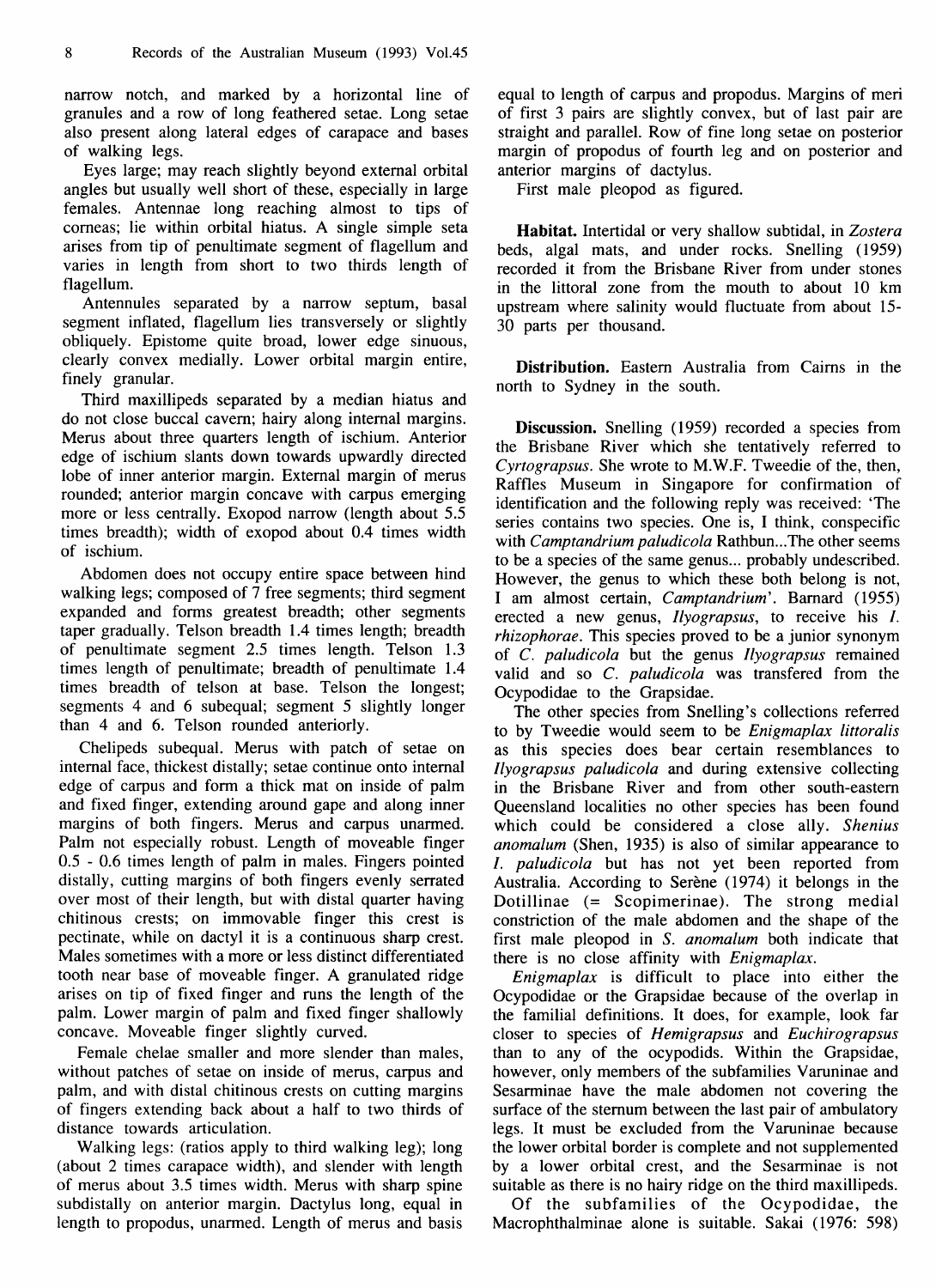narrow notch, and marked by a horizontal line of granules and a row of long feathered setae. Long setae also present along lateral edges of carapace and bases of walking legs.

Eyes large; may reach slightly beyond external orbital angles but usually well short of these, especially in large females. Antennae long reaching almost to tips of corneas; lie within orbital hiatus. A single simple seta arises from tip of penultimate segment of flagellum and varies in length from short to two thirds length of flagellum.

Antennules separated by a narrow septum, basal segment inflated, flagellum lies transversely or slightly obliquely. Epistome quite broad, lower edge sinuous, clearly convex medially. Lower orbital margin entire, finely granular.

Third maxillipeds separated by a median hiatus and do not close buccal cavern; hairy along internal margins. Merus about three quarters length of ischium. Anterior edge of ischium slants down towards upwardly directed lobe of inner anterior margin. External margin of merus rounded; anterior margin concave with carpus emerging more or less centrally. Exopod narrow (length about 5.5 times breadth); width of exopod about 0.4 times width of ischium.

Abdomen does not occupy entire space between hind walking legs; composed of 7 free segments; third segment expanded and forms greatest breadth; other segments taper gradually. Telson breadth 1.4 times length; breadth of penultimate segment 2.5 times length. Telson 1.3 times length of penultimate; breadth of penultimate 1.4 times breadth of telson at base. Telson the longest; segments 4 and 6 subequal; segment 5 slightly longer than 4 and 6. Telson rounded anteriorly.

Chelipeds subequal. Merus with patch of setae on internal face, thickest distally; setae continue onto internal edge of carpus and form a thick mat on inside of palm and fixed finger, extending around gape and along inner margins of both fingers. Merus and carpus unarmed. Palm not especially robust. Length of moveable finger 0.5 - 0.6 times length of palm in males. Fingers pointed distally, cutting margins of both fingers evenly serrated over most of their length, but with distal quarter having chitinous crests; on immovable finger this crest is pectinate, while on dactyl it is a continuous sharp crest. Males sometimes with a more or less distinct differentiated tooth near base of moveable finger. A granulated ridge arises on tip of fixed finger and runs the length of the palm. Lower margin of palm and fixed finger shallowly concave. Moveable finger slightly curved.

Female chelae smaller and more slender than males, without patches of setae on inside of merus, carpus and palm, and with distal chitinous crests on cutting margins of fingers extending back about a half to two thirds of distance towards articulation.

Walking legs: (ratios apply to third walking leg); long (about 2 times carapace width), and slender with length of merus about 3.5 times width. Merus with sharp spine subdistally on anterior margin. Dactylus long, equal in length to propodus, unarmed. Length of merus and basis equal to length of carpus and propodus. Margins of meri of first 3 pairs are slightly convex, but of last pair are straight and parallel. Row of fine long setae on posterior margin of propodus of fourth leg and on posterior and anterior margins of dactylus.

First male pleopod as figured.

**Habitat.** Intertidal or very shallow subtidal, in *Zostera* beds, algal mats, and under rocks. Snelling (1959) recorded it from the Brisbane River from under stones in the littoral zone from the mouth to about 10 km upstream where salinity would fluctuate from about 15-30 parts per thousand.

**Distribution.** Eastern Australia from Cairns in the north to Sydney in the south.

**Discussion.** Snelling (1959) recorded a species from the Brisbane River which she tentatively referred to *Cyrtograpsus*. She wrote to M.W.F. Tweedie of the, then, Raffles Museum in Singapore for confirmation of identification and the following reply was received: 'The series contains two species. One is, I think, conspecific with *Camptandrium paludicola* Rathbun...The other seems to be a species of the same genus... probably undescribed. However, the genus to which these both belong is not, I am almost certain, *Camptandrium*'. Barnard (1955) erected a new genus, *Ilyograpsus*, to receive his *I. rhizophorae*. This species proved to be a junior synonym of *C. paludicola* but the genus *Ilyograpsus* remained valid and so *C. paludicola* was transfered from the Ocypodidae to the Grapsidae.

The other species from Snelling's collections referred to by Tweedie would seem to be *Enigmaplax littoralis* as this species does bear certain resemblances to *Ilyograpsus paludicola* and during extensive collecting in the Brisbane River and from other south-eastern Queensland localities no other species has been found which could be considered a close ally. *Shenius anomalum* (Shen, 1935) is also of similar appearance to *I. paludicola* but has not yet been reported from Australia. According to Serène (1974) it belongs in the Dotillinae (= Scopimerinae). The strong medial constriction of the male abdomen and the shape of the first male pleopod in *S. anomalum* both indicate that there is no close affinity with *Enigmaplax*.

*Enigmaplax* is difficult to place into either the Ocypodidae or the Grapsidae because of the overlap in the familial definitions. It does, for example, look far closer to species of *Hemigrapsus* and *Euchirograpsus* than to any of the ocypodids. Within the Grapsidae, however, only members of the subfamilies Varuninae and Sesarminae have the male abdomen not covering the surface of the sternum between the last pair of ambulatory legs. It must be excluded from the Varuninae because the lower orbital border is complete and not supplemented by a lower orbital crest, and the Sesarminae is not suitable as there is no hairy ridge on the third maxillipeds.

Of the subfamilies of the Ocypodidae, the Macrophthalminae alone is suitable. Sakai (1976: 598)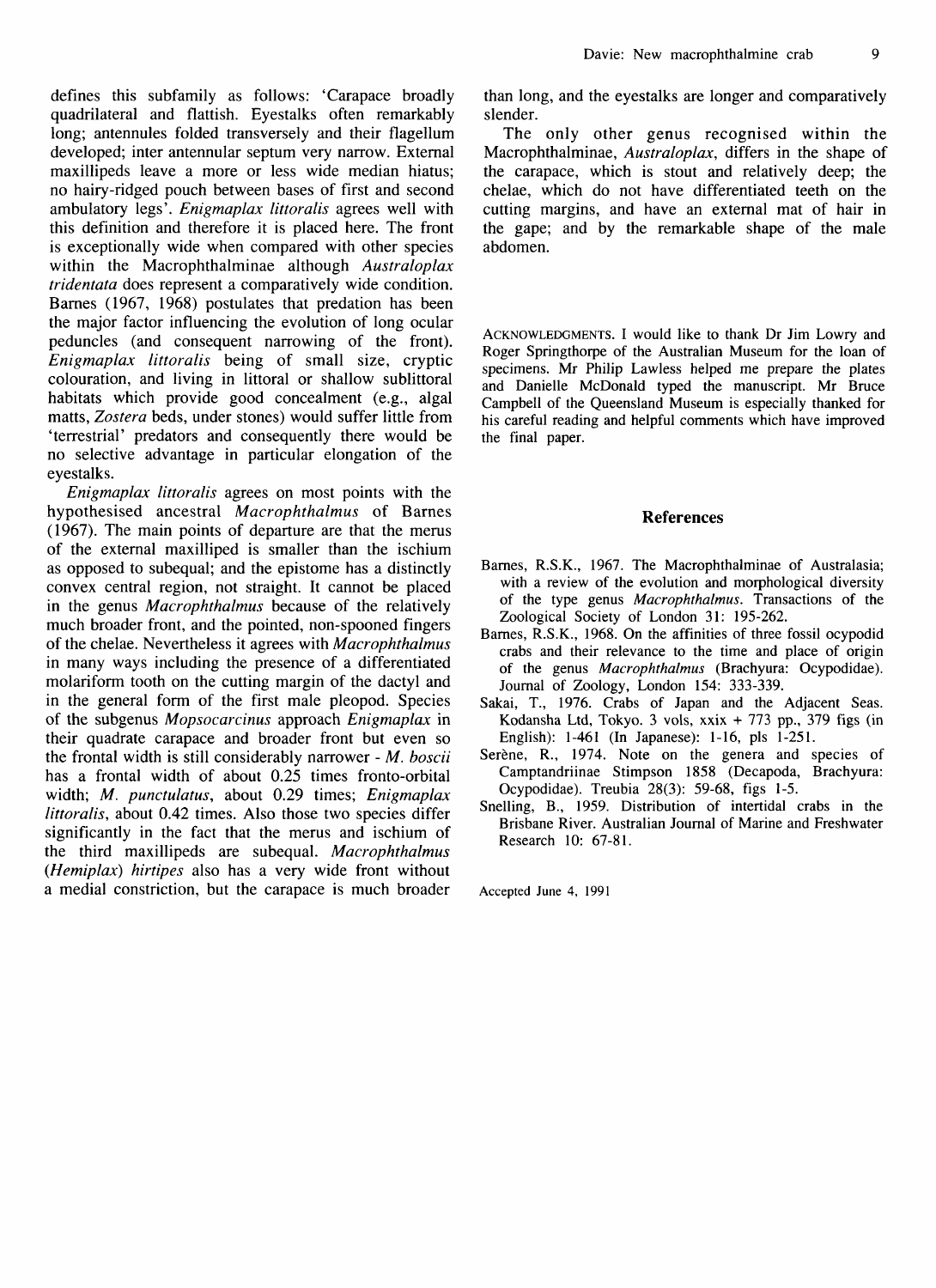defines this subfamily as follows: 'Carapace broadly quadrilateral and flattish. Eyestalks often remarkably long; antennules folded transversely and their flagellum developed; inter antennular septum very narrow. External maxillipeds leave a more or less wide median hiatus; no hairy-ridged pouch between bases of first and second ambulatory legs'. *Enigmaplax littoralis* agrees well with this definition and therefore it is placed here. The front is exceptionally wide when compared with other species within the Macrophthalminae although *Australoplax tridentata* does represent a comparatively wide condition. Barnes (1967, 1968) postulates that predation has been the major factor influencing the evolution of long ocular peduncles (and consequent narrowing of the front). *Enigmaplax littoralis* being of small size, cryptic colouration, and living in littoral or shallow sublittoral habitats which provide good concealment (e.g., algal matts, *Zostera* beds, under stones) would suffer little from 'terrestrial' predators and consequently there would be no selective advantage in particular elongation of the eyestalks.

*Enigmaplax littoralis* agrees on most points with the hypothesised ancestral *Macrophthalmus* of Barnes (1967). The main points of departure are that the merus of the external maxilliped is smaller than the ischium as opposed to subequal; and the epistome has a distinctly convex central region, not straight. It cannot be placed in the genus *Macrophthalmus* because of the relatively much broader front, and the pointed, non-spooned fingers of the chelae. Nevertheless it agrees with *Macrophthalmus* in many ways including the presence of a differentiated molariform tooth on the cutting margin of the dactyl and in the general form of the first male pleopod. Species of the subgenus *Mopsocarcinus* approach *Enigmaplax* in their quadrate carapace and broader front but even so the frontal width is still considerably narrower - *M. boscii* has a frontal width of about 0.25 times fronto-orbital width; *M. punctulatus*, about 0.29 times; *Enigmaplax littoralis*, about 0.42 times. Also those two species differ significantly in the fact that the merus and ischium of the third maxillipeds are subequal. *Macrophthalmus* (*Hemiplax*) *hirtipes* also has a very wide front without a medial constriction, but the carapace is much broader than long, and the eyestalks are longer and comparatively slender.

The only other genus recognised within the Macrophthalminae, *Australoplax*, differs in the shape of the carapace, which is stout and relatively deep; the chelae, which do not have differentiated teeth on the cutting margins, and have an external mat of hair in the gape; and by the remarkable shape of the male abdomen.

ACKNOWLEDGMENTS. I would like to thank Dr Jim Lowry and Roger Springthorpe of the Australian Museum for the loan of specimens. Mr Philip Lawless helped me prepare the plates and Danielle McDonald typed the manuscript. Mr Bruce Campbell of the Queensland Museum is especially thanked for his careful reading and helpful comments which have improved the final paper.

## References

Barnes, R.S.K., 1967. The Macrophthalminae of Australasia; with a review of the evolution and morphological diversity of the type genus *Macrophthalmus*. Transactions of the Zoological Society of London 31: 195-262.

Barnes, R.S.K., 1968. On the affinities of three fossil ocypodid crabs and their relevance to the time and place of origin of the genus *Macrophthalmus* (Brachyura: Ocypodidae). Journal of Zoology, London 154: 333-339.

Sakai, T., 1976. Crabs of Japan and the Adjacent Seas. Kodansha Ltd, Tokyo. 3 vols, xxix + 773 pp., 379 figs (in English): 1-461 (In Japanese): 1-16, pls 1-251.

Serène, R., 1974. Note on the genera and species of Camptandriinae Stimpson 1858 (Decapoda, Brachyura: Ocypodidae). Treubia 28(3): 59-68, figs 1-5.

Snelling, B., 1959. Distribution of intertidal crabs in the Brisbane River. Australian Journal of Marine and Freshwater Research 10: 67-81.

Accepted June 4, 1991